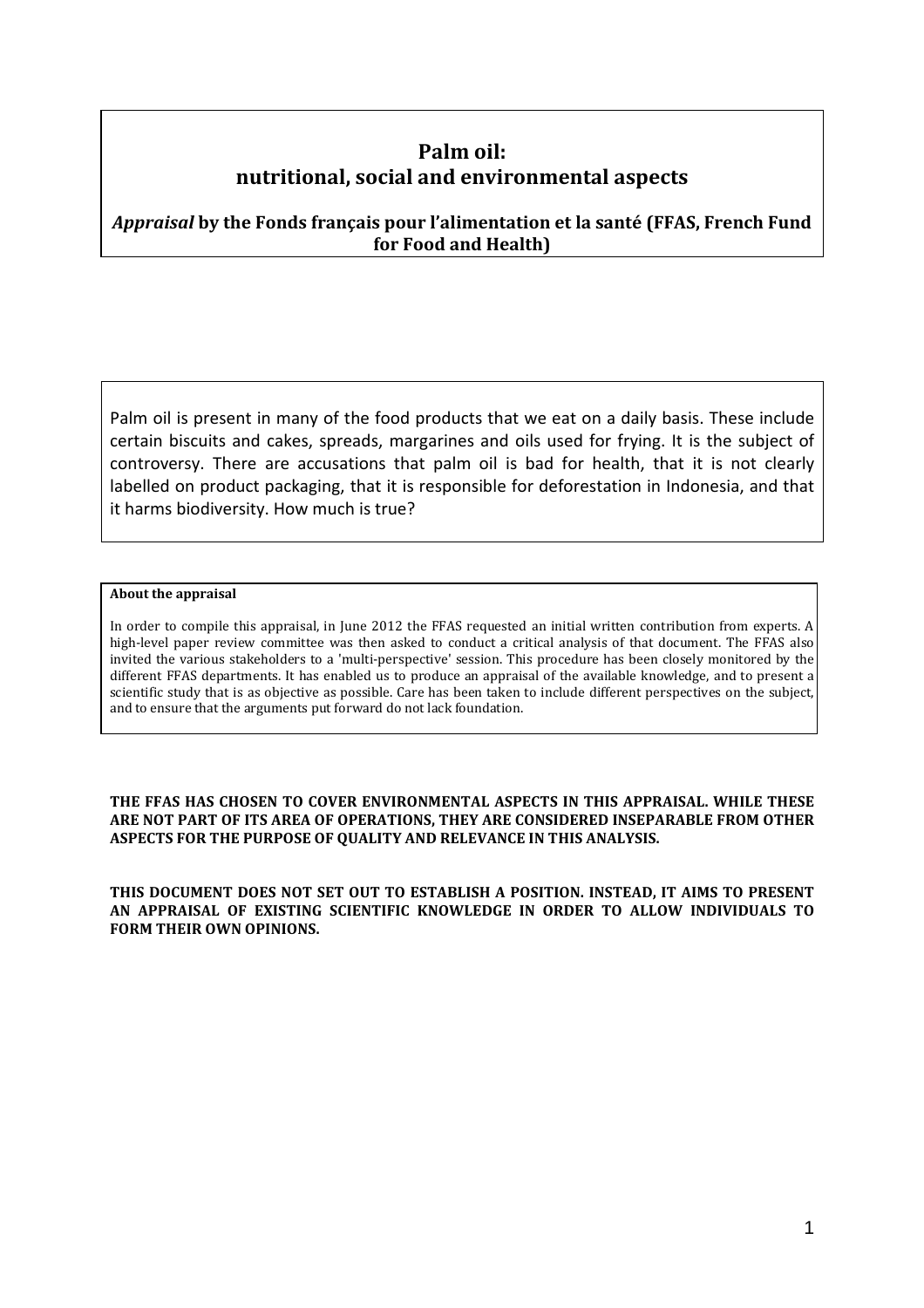# Palm oil: nutritional, social and environmental aspects

***Appraisal*** **by the Fonds français pour l'alimentation et la santé (FFAS, French Fund for Food and Health)**

Palm oil is present in many of the food products that we eat on a daily basis. These include certain biscuits and cakes, spreads, margarines and oils used for frying. It is the subject of controversy. There are accusations that palm oil is bad for health, that it is not clearly labelled on product packaging, that it is responsible for deforestation in Indonesia, and that it harms biodiversity. How much is true?

**About the appraisal**

In order to compile this appraisal, in June 2012 the FFAS requested an initial written contribution from experts. A high-level paper review committee was then asked to conduct a critical analysis of that document. The FFAS also invited the various stakeholders to a 'multi-perspective' session. This procedure has been closely monitored by the different FFAS departments. It has enabled us to produce an appraisal of the available knowledge, and to present a scientific study that is as objective as possible. Care has been taken to include different perspectives on the subject, and to ensure that the arguments put forward do not lack foundation.

**THE FFAS HAS CHOSEN TO COVER ENVIRONMENTAL ASPECTS IN THIS APPRAISAL. WHILE THESE ARE NOT PART OF ITS AREA OF OPERATIONS, THEY ARE CONSIDERED INSEPARABLE FROM OTHER ASPECTS FOR THE PURPOSE OF QUALITY AND RELEVANCE IN THIS ANALYSIS.**

**THIS DOCUMENT DOES NOT SET OUT TO ESTABLISH A POSITION. INSTEAD, IT AIMS TO PRESENT AN APPRAISAL OF EXISTING SCIENTIFIC KNOWLEDGE IN ORDER TO ALLOW INDIVIDUALS TO FORM THEIR OWN OPINIONS.**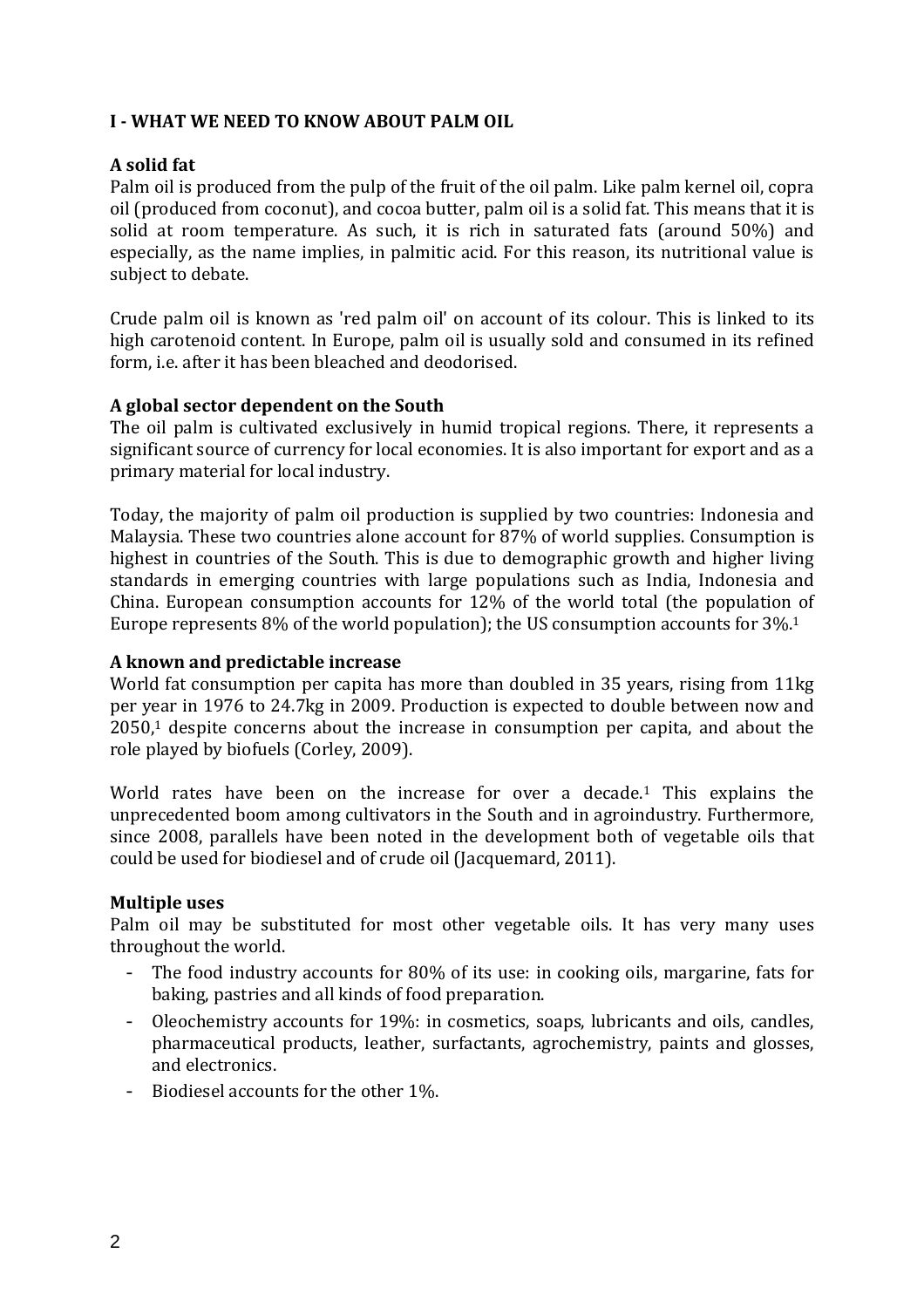## I - WHAT WE NEED TO KNOW ABOUT PALM OIL

### A solid fat

Palm oil is produced from the pulp of the fruit of the oil palm. Like palm kernel oil, copra oil (produced from coconut), and cocoa butter, palm oil is a solid fat. This means that it is solid at room temperature. As such, it is rich in saturated fats (around 50%) and especially, as the name implies, in palmitic acid. For this reason, its nutritional value is subject to debate.

Crude palm oil is known as 'red palm oil' on account of its colour. This is linked to its high carotenoid content. In Europe, palm oil is usually sold and consumed in its refined form, i.e. after it has been bleached and deodorised.

### A global sector dependent on the South

The oil palm is cultivated exclusively in humid tropical regions. There, it represents a significant source of currency for local economies. It is also important for export and as a primary material for local industry.

Today, the majority of palm oil production is supplied by two countries: Indonesia and Malaysia. These two countries alone account for 87% of world supplies. Consumption is highest in countries of the South. This is due to demographic growth and higher living standards in emerging countries with large populations such as India, Indonesia and China. European consumption accounts for 12% of the world total (the population of Europe represents 8% of the world population); the US consumption accounts for 3%.[1]

### A known and predictable increase

World fat consumption per capita has more than doubled in 35 years, rising from 11kg per year in 1976 to 24.7kg in 2009. Production is expected to double between now and 2050,[1] despite concerns about the increase in consumption per capita, and about the role played by biofuels (Corley, 2009).

World rates have been on the increase for over a decade.[1] This explains the unprecedented boom among cultivators in the South and in agroindustry. Furthermore, since 2008, parallels have been noted in the development both of vegetable oils that could be used for biodiesel and of crude oil (Jacquemard, 2011).

### Multiple uses

Palm oil may be substituted for most other vegetable oils. It has very many uses throughout the world.

- The food industry accounts for 80% of its use: in cooking oils, margarine, fats for baking, pastries and all kinds of food preparation.
- Oleochemistry accounts for 19%: in cosmetics, soaps, lubricants and oils, candles, pharmaceutical products, leather, surfactants, agrochemistry, paints and glosses, and electronics.
- Biodiesel accounts for the other 1%.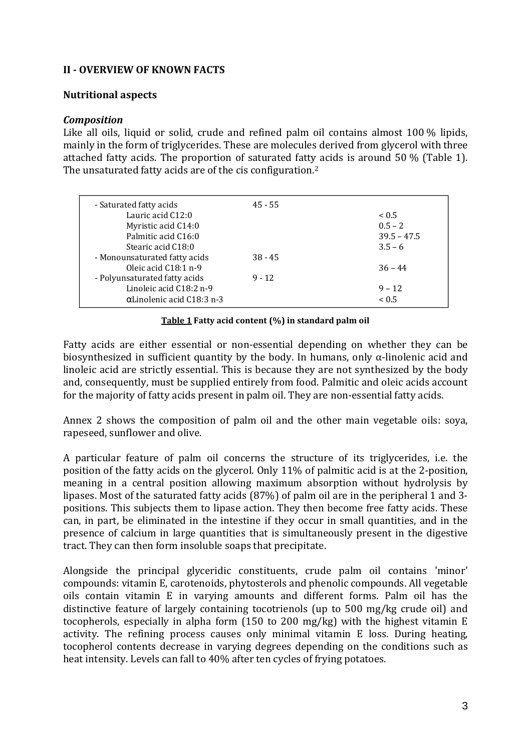## II - OVERVIEW OF KNOWN FACTS

### Nutritional aspects

#### *Composition*

Like all oils, liquid or solid, crude and refined palm oil contains almost 100 % lipids, mainly in the form of triglycerides. These are molecules derived from glycerol with three attached fatty acids. The proportion of saturated fatty acids is around 50 % (Table 1). The unsaturated fatty acids are of the cis configuration.[2]

| | | |
|---|---|---|
| - Saturated fatty acids | 45 - 55 | |
| Lauric acid C12:0 | | < 0.5 |
| Myristic acid C14:0 | | 0.5 – 2 |
| Palmitic acid C16:0 | | 39.5 – 47.5 |
| Stearic acid C18:0 | | 3.5 – 6 |
| - Monounsaturated fatty acids | 38 - 45 | |
| Oleic acid C18:1 n-9 | | 36 – 44 |
| - Polyunsaturated fatty acids | 9 - 12 | |
| Linoleic acid C18:2 n-9 | | 9 – 12 |
| αLinolenic acid C18:3 n-3 | | < 0.5 |

**Table 1 Fatty acid content (%) in standard palm oil**

Fatty acids are either essential or non-essential depending on whether they can be biosynthesized in sufficient quantity by the body. In humans, only α-linolenic acid and linoleic acid are strictly essential. This is because they are not synthesized by the body and, consequently, must be supplied entirely from food. Palmitic and oleic acids account for the majority of fatty acids present in palm oil. They are non-essential fatty acids.

Annex 2 shows the composition of palm oil and the other main vegetable oils: soya, rapeseed, sunflower and olive.

A particular feature of palm oil concerns the structure of its triglycerides, i.e. the position of the fatty acids on the glycerol. Only 11% of palmitic acid is at the 2-position, meaning in a central position allowing maximum absorption without hydrolysis by lipases. Most of the saturated fatty acids (87%) of palm oil are in the peripheral 1 and 3-positions. This subjects them to lipase action. They then become free fatty acids. These can, in part, be eliminated in the intestine if they occur in small quantities, and in the presence of calcium in large quantities that is simultaneously present in the digestive tract. They can then form insoluble soaps that precipitate.

Alongside the principal glyceridic constituents, crude palm oil contains 'minor' compounds: vitamin E, carotenoids, phytosterols and phenolic compounds. All vegetable oils contain vitamin E in varying amounts and different forms. Palm oil has the distinctive feature of largely containing tocotrienols (up to 500 mg/kg crude oil) and tocopherols, especially in alpha form (150 to 200 mg/kg) with the highest vitamin E activity. The refining process causes only minimal vitamin E loss. During heating, tocopherol contents decrease in varying degrees depending on the conditions such as heat intensity. Levels can fall to 40% after ten cycles of frying potatoes.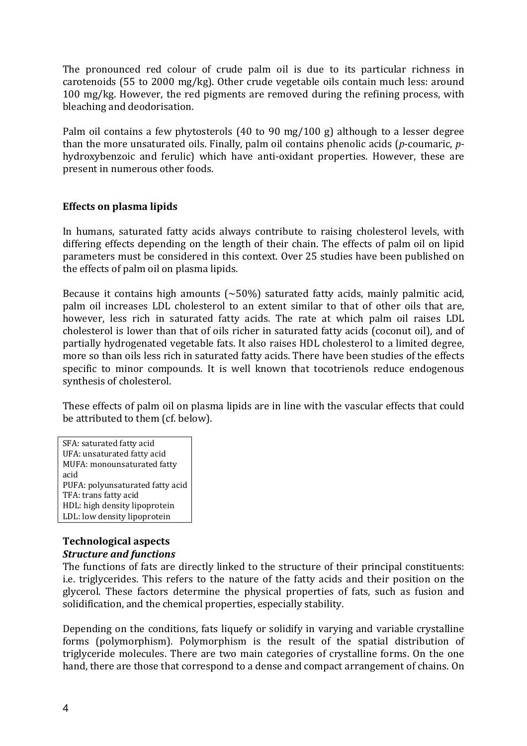The pronounced red colour of crude palm oil is due to its particular richness in carotenoids (55 to 2000 mg/kg). Other crude vegetable oils contain much less: around 100 mg/kg. However, the red pigments are removed during the refining process, with bleaching and deodorisation.

Palm oil contains a few phytosterols (40 to 90 mg/100 g) although to a lesser degree than the more unsaturated oils. Finally, palm oil contains phenolic acids (*p*-coumaric, *p*-hydroxybenzoic and ferulic) which have anti-oxidant properties. However, these are present in numerous other foods.

**Effects on plasma lipids**

In humans, saturated fatty acids always contribute to raising cholesterol levels, with differing effects depending on the length of their chain. The effects of palm oil on lipid parameters must be considered in this context. Over 25 studies have been published on the effects of palm oil on plasma lipids.

Because it contains high amounts (~50%) saturated fatty acids, mainly palmitic acid, palm oil increases LDL cholesterol to an extent similar to that of other oils that are, however, less rich in saturated fatty acids. The rate at which palm oil raises LDL cholesterol is lower than that of oils richer in saturated fatty acids (coconut oil), and of partially hydrogenated vegetable fats. It also raises HDL cholesterol to a limited degree, more so than oils less rich in saturated fatty acids. There have been studies of the effects specific to minor compounds. It is well known that tocotrienols reduce endogenous synthesis of cholesterol.

These effects of palm oil on plasma lipids are in line with the vascular effects that could be attributed to them (cf. below).

SFA: saturated fatty acid
UFA: unsaturated fatty acid
MUFA: monounsaturated fatty acid
PUFA: polyunsaturated fatty acid
TFA: trans fatty acid
HDL: high density lipoprotein
LDL: low density lipoprotein

**Technological aspects**

***Structure and functions***

The functions of fats are directly linked to the structure of their principal constituents: i.e. triglycerides. This refers to the nature of the fatty acids and their position on the glycerol. These factors determine the physical properties of fats, such as fusion and solidification, and the chemical properties, especially stability.

Depending on the conditions, fats liquefy or solidify in varying and variable crystalline forms (polymorphism). Polymorphism is the result of the spatial distribution of triglyceride molecules. There are two main categories of crystalline forms. On the one hand, there are those that correspond to a dense and compact arrangement of chains. On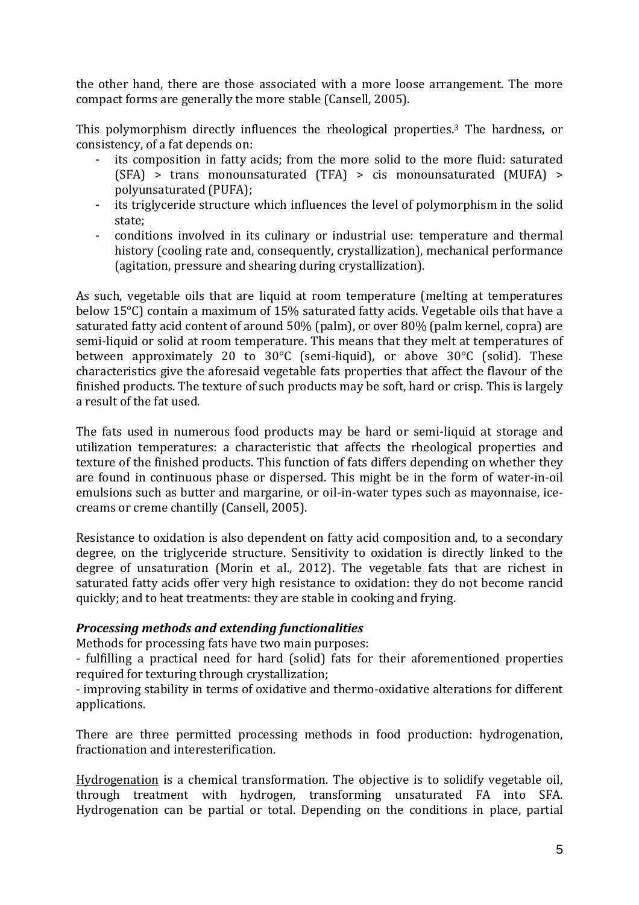the other hand, there are those associated with a more loose arrangement. The more compact forms are generally the more stable (Cansell, 2005).

This polymorphism directly influences the rheological properties.[3] The hardness, or consistency, of a fat depends on:

- its composition in fatty acids; from the more solid to the more fluid: saturated (SFA) > trans monounsaturated (TFA) > cis monounsaturated (MUFA) > polyunsaturated (PUFA);
- its triglyceride structure which influences the level of polymorphism in the solid state;
- conditions involved in its culinary or industrial use: temperature and thermal history (cooling rate and, consequently, crystallization), mechanical performance (agitation, pressure and shearing during crystallization).

As such, vegetable oils that are liquid at room temperature (melting at temperatures below 15°C) contain a maximum of 15% saturated fatty acids. Vegetable oils that have a saturated fatty acid content of around 50% (palm), or over 80% (palm kernel, copra) are semi-liquid or solid at room temperature. This means that they melt at temperatures of between approximately 20 to 30°C (semi-liquid), or above 30°C (solid). These characteristics give the aforesaid vegetable fats properties that affect the flavour of the finished products. The texture of such products may be soft, hard or crisp. This is largely a result of the fat used.

The fats used in numerous food products may be hard or semi-liquid at storage and utilization temperatures: a characteristic that affects the rheological properties and texture of the finished products. This function of fats differs depending on whether they are found in continuous phase or dispersed. This might be in the form of water-in-oil emulsions such as butter and margarine, or oil-in-water types such as mayonnaise, ice-creams or creme chantilly (Cansell, 2005).

Resistance to oxidation is also dependent on fatty acid composition and, to a secondary degree, on the triglyceride structure. Sensitivity to oxidation is directly linked to the degree of unsaturation (Morin et al., 2012). The vegetable fats that are richest in saturated fatty acids offer very high resistance to oxidation: they do not become rancid quickly; and to heat treatments: they are stable in cooking and frying.

***Processing methods and extending functionalities***

Methods for processing fats have two main purposes:

- fulfilling a practical need for hard (solid) fats for their aforementioned properties required for texturing through crystallization;
- improving stability in terms of oxidative and thermo-oxidative alterations for different applications.

There are three permitted processing methods in food production: hydrogenation, fractionation and interesterification.

<u>Hydrogenation</u> is a chemical transformation. The objective is to solidify vegetable oil, through treatment with hydrogen, transforming unsaturated FA into SFA. Hydrogenation can be partial or total. Depending on the conditions in place, partial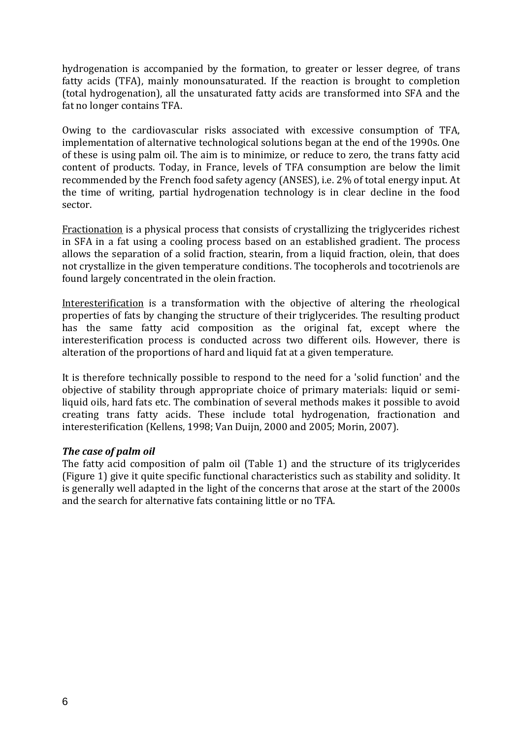hydrogenation is accompanied by the formation, to greater or lesser degree, of trans fatty acids (TFA), mainly monounsaturated. If the reaction is brought to completion (total hydrogenation), all the unsaturated fatty acids are transformed into SFA and the fat no longer contains TFA.

Owing to the cardiovascular risks associated with excessive consumption of TFA, implementation of alternative technological solutions began at the end of the 1990s. One of these is using palm oil. The aim is to minimize, or reduce to zero, the trans fatty acid content of products. Today, in France, levels of TFA consumption are below the limit recommended by the French food safety agency (ANSES), i.e. 2% of total energy input. At the time of writing, partial hydrogenation technology is in clear decline in the food sector.

<u>Fractionation</u> is a physical process that consists of crystallizing the triglycerides richest in SFA in a fat using a cooling process based on an established gradient. The process allows the separation of a solid fraction, stearin, from a liquid fraction, olein, that does not crystallize in the given temperature conditions. The tocopherols and tocotrienols are found largely concentrated in the olein fraction.

<u>Interesterification</u> is a transformation with the objective of altering the rheological properties of fats by changing the structure of their triglycerides. The resulting product has the same fatty acid composition as the original fat, except where the interesterification process is conducted across two different oils. However, there is alteration of the proportions of hard and liquid fat at a given temperature.

It is therefore technically possible to respond to the need for a 'solid function' and the objective of stability through appropriate choice of primary materials: liquid or semi-liquid oils, hard fats etc. The combination of several methods makes it possible to avoid creating trans fatty acids. These include total hydrogenation, fractionation and interesterification (Kellens, 1998; Van Duijn, 2000 and 2005; Morin, 2007).

***The case of palm oil***

The fatty acid composition of palm oil (Table 1) and the structure of its triglycerides (Figure 1) give it quite specific functional characteristics such as stability and solidity. It is generally well adapted in the light of the concerns that arose at the start of the 2000s and the search for alternative fats containing little or no TFA.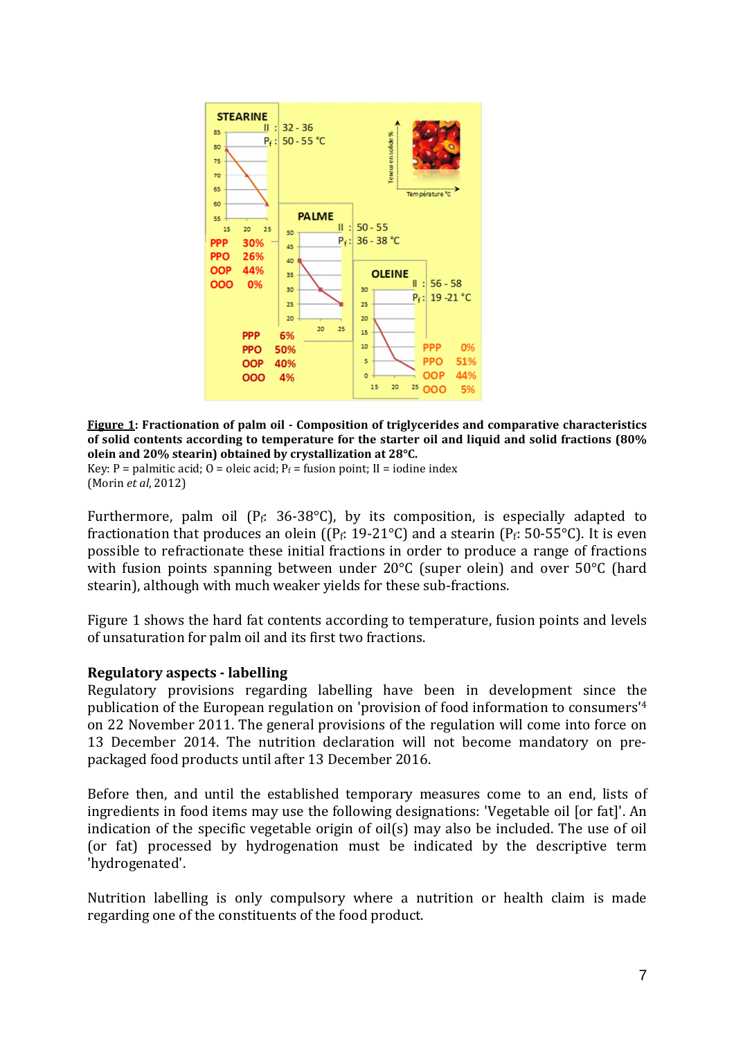**Figure 1**: **Fractionation of palm oil - Composition of triglycerides and comparative characteristics of solid contents according to temperature for the starter oil and liquid and solid fractions (80% olein and 20% stearin) obtained by crystallization at 28°C.**
Key: P = palmitic acid; O = oleic acid; $P_f$ = fusion point; II = iodine index
(Morin *et al*, 2012)

Furthermore, palm oil ($P_f$: 36-38°C), by its composition, is especially adapted to fractionation that produces an olein (($P_f$: 19-21°C) and a stearin ($P_f$: 50-55°C). It is even possible to refractionate these initial fractions in order to produce a range of fractions with fusion points spanning between under 20°C (super olein) and over 50°C (hard stearin), although with much weaker yields for these sub-fractions.

Figure 1 shows the hard fat contents according to temperature, fusion points and levels of unsaturation for palm oil and its first two fractions.

## Regulatory aspects - labelling

Regulatory provisions regarding labelling have been in development since the publication of the European regulation on 'provision of food information to consumers'[4] on 22 November 2011. The general provisions of the regulation will come into force on 13 December 2014. The nutrition declaration will not become mandatory on pre-packaged food products until after 13 December 2016.

Before then, and until the established temporary measures come to an end, lists of ingredients in food items may use the following designations: 'Vegetable oil [or fat]'. An indication of the specific vegetable origin of oil(s) may also be included. The use of oil (or fat) processed by hydrogenation must be indicated by the descriptive term 'hydrogenated'.

Nutrition labelling is only compulsory where a nutrition or health claim is made regarding one of the constituents of the food product.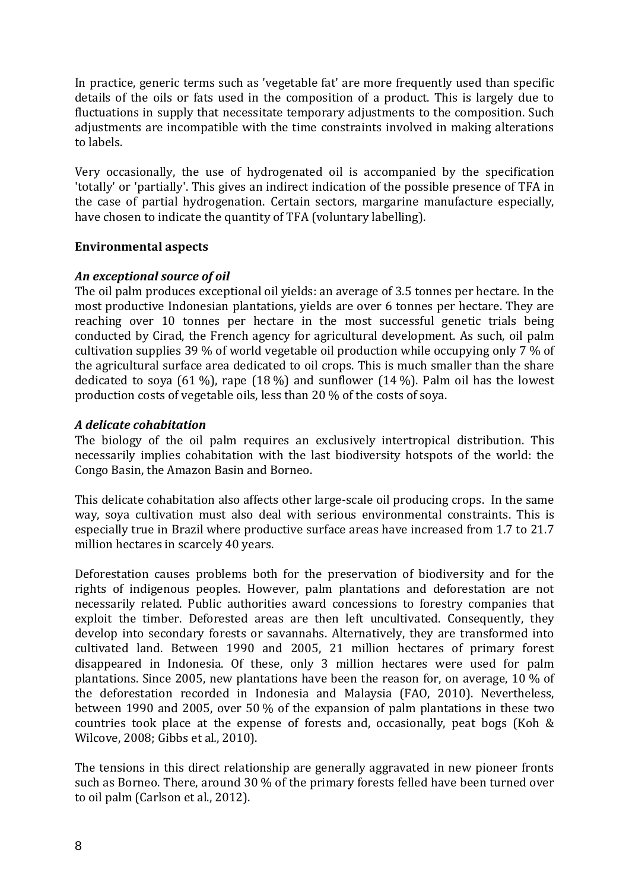In practice, generic terms such as 'vegetable fat' are more frequently used than specific details of the oils or fats used in the composition of a product. This is largely due to fluctuations in supply that necessitate temporary adjustments to the composition. Such adjustments are incompatible with the time constraints involved in making alterations to labels.

Very occasionally, the use of hydrogenated oil is accompanied by the specification 'totally' or 'partially'. This gives an indirect indication of the possible presence of TFA in the case of partial hydrogenation. Certain sectors, margarine manufacture especially, have chosen to indicate the quantity of TFA (voluntary labelling).

## Environmental aspects

### *An exceptional source of oil*

The oil palm produces exceptional oil yields: an average of 3.5 tonnes per hectare. In the most productive Indonesian plantations, yields are over 6 tonnes per hectare. They are reaching over 10 tonnes per hectare in the most successful genetic trials being conducted by Cirad, the French agency for agricultural development. As such, oil palm cultivation supplies 39 % of world vegetable oil production while occupying only 7 % of the agricultural surface area dedicated to oil crops. This is much smaller than the share dedicated to soya (61 %), rape (18 %) and sunflower (14 %). Palm oil has the lowest production costs of vegetable oils, less than 20 % of the costs of soya.

### *A delicate cohabitation*

The biology of the oil palm requires an exclusively intertropical distribution. This necessarily implies cohabitation with the last biodiversity hotspots of the world: the Congo Basin, the Amazon Basin and Borneo.

This delicate cohabitation also affects other large-scale oil producing crops. In the same way, soya cultivation must also deal with serious environmental constraints. This is especially true in Brazil where productive surface areas have increased from 1.7 to 21.7 million hectares in scarcely 40 years.

Deforestation causes problems both for the preservation of biodiversity and for the rights of indigenous peoples. However, palm plantations and deforestation are not necessarily related. Public authorities award concessions to forestry companies that exploit the timber. Deforested areas are then left uncultivated. Consequently, they develop into secondary forests or savannahs. Alternatively, they are transformed into cultivated land. Between 1990 and 2005, 21 million hectares of primary forest disappeared in Indonesia. Of these, only 3 million hectares were used for palm plantations. Since 2005, new plantations have been the reason for, on average, 10 % of the deforestation recorded in Indonesia and Malaysia (FAO, 2010). Nevertheless, between 1990 and 2005, over 50 % of the expansion of palm plantations in these two countries took place at the expense of forests and, occasionally, peat bogs (Koh & Wilcove, 2008; Gibbs et al., 2010).

The tensions in this direct relationship are generally aggravated in new pioneer fronts such as Borneo. There, around 30 % of the primary forests felled have been turned over to oil palm (Carlson et al., 2012).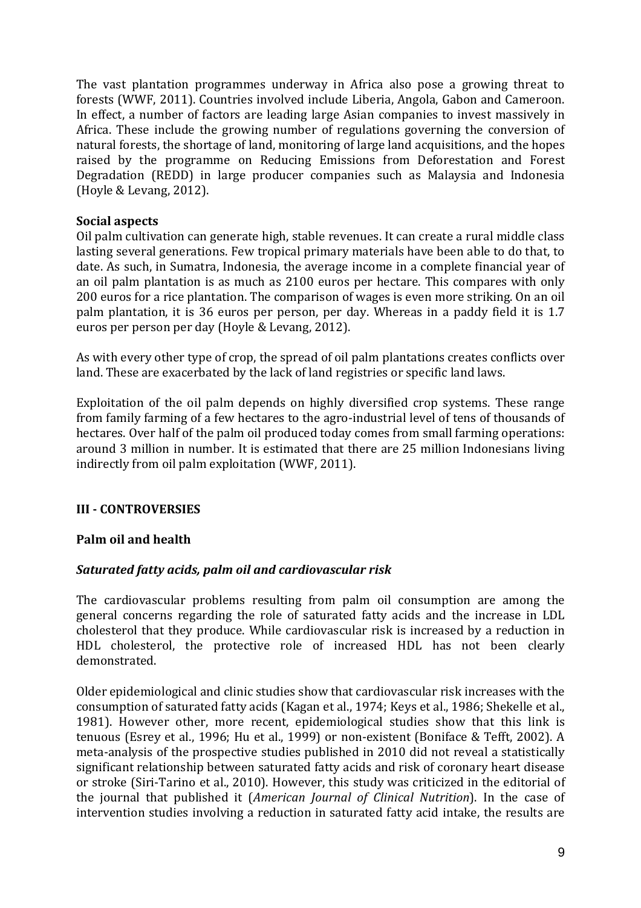The vast plantation programmes underway in Africa also pose a growing threat to forests (WWF, 2011). Countries involved include Liberia, Angola, Gabon and Cameroon. In effect, a number of factors are leading large Asian companies to invest massively in Africa. These include the growing number of regulations governing the conversion of natural forests, the shortage of land, monitoring of large land acquisitions, and the hopes raised by the programme on Reducing Emissions from Deforestation and Forest Degradation (REDD) in large producer companies such as Malaysia and Indonesia (Hoyle & Levang, 2012).

**Social aspects**

Oil palm cultivation can generate high, stable revenues. It can create a rural middle class lasting several generations. Few tropical primary materials have been able to do that, to date. As such, in Sumatra, Indonesia, the average income in a complete financial year of an oil palm plantation is as much as 2100 euros per hectare. This compares with only 200 euros for a rice plantation. The comparison of wages is even more striking. On an oil palm plantation, it is 36 euros per person, per day. Whereas in a paddy field it is 1.7 euros per person per day (Hoyle & Levang, 2012).

As with every other type of crop, the spread of oil palm plantations creates conflicts over land. These are exacerbated by the lack of land registries or specific land laws.

Exploitation of the oil palm depends on highly diversified crop systems. These range from family farming of a few hectares to the agro-industrial level of tens of thousands of hectares. Over half of the palm oil produced today comes from small farming operations: around 3 million in number. It is estimated that there are 25 million Indonesians living indirectly from oil palm exploitation (WWF, 2011).

## III - CONTROVERSIES

### Palm oil and health

#### *Saturated fatty acids, palm oil and cardiovascular risk*

The cardiovascular problems resulting from palm oil consumption are among the general concerns regarding the role of saturated fatty acids and the increase in LDL cholesterol that they produce. While cardiovascular risk is increased by a reduction in HDL cholesterol, the protective role of increased HDL has not been clearly demonstrated.

Older epidemiological and clinic studies show that cardiovascular risk increases with the consumption of saturated fatty acids (Kagan et al., 1974; Keys et al., 1986; Shekelle et al., 1981). However other, more recent, epidemiological studies show that this link is tenuous (Esrey et al., 1996; Hu et al., 1999) or non-existent (Boniface & Tefft, 2002). A meta-analysis of the prospective studies published in 2010 did not reveal a statistically significant relationship between saturated fatty acids and risk of coronary heart disease or stroke (Siri-Tarino et al., 2010). However, this study was criticized in the editorial of the journal that published it (*American Journal of Clinical Nutrition*). In the case of intervention studies involving a reduction in saturated fatty acid intake, the results are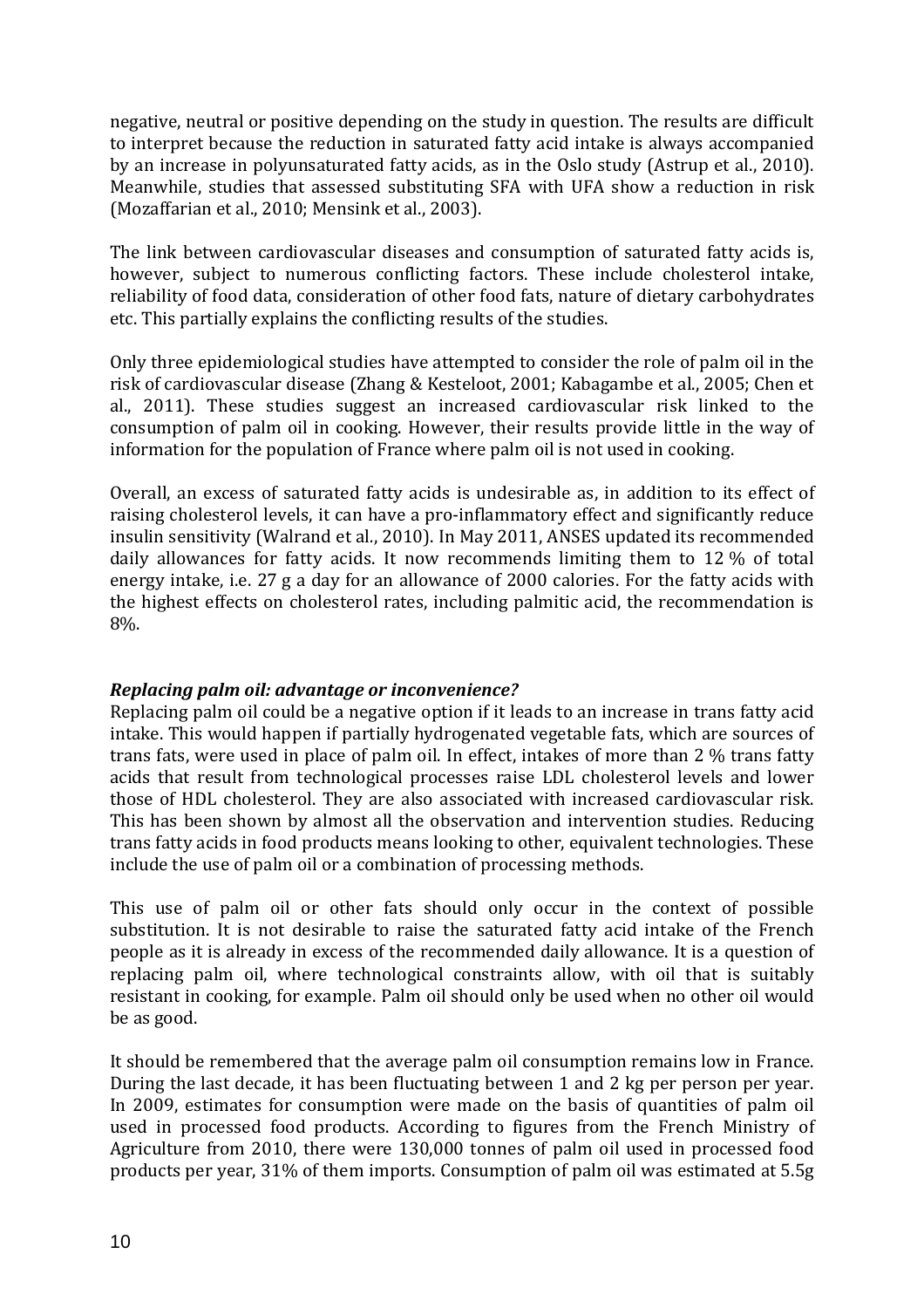negative, neutral or positive depending on the study in question. The results are difficult to interpret because the reduction in saturated fatty acid intake is always accompanied by an increase in polyunsaturated fatty acids, as in the Oslo study (Astrup et al., 2010). Meanwhile, studies that assessed substituting SFA with UFA show a reduction in risk (Mozaffarian et al., 2010; Mensink et al., 2003).

The link between cardiovascular diseases and consumption of saturated fatty acids is, however, subject to numerous conflicting factors. These include cholesterol intake, reliability of food data, consideration of other food fats, nature of dietary carbohydrates etc. This partially explains the conflicting results of the studies.

Only three epidemiological studies have attempted to consider the role of palm oil in the risk of cardiovascular disease (Zhang & Kesteloot, 2001; Kabagambe et al., 2005; Chen et al., 2011). These studies suggest an increased cardiovascular risk linked to the consumption of palm oil in cooking. However, their results provide little in the way of information for the population of France where palm oil is not used in cooking.

Overall, an excess of saturated fatty acids is undesirable as, in addition to its effect of raising cholesterol levels, it can have a pro-inflammatory effect and significantly reduce insulin sensitivity (Walrand et al., 2010). In May 2011, ANSES updated its recommended daily allowances for fatty acids. It now recommends limiting them to 12 % of total energy intake, i.e. 27 g a day for an allowance of 2000 calories. For the fatty acids with the highest effects on cholesterol rates, including palmitic acid, the recommendation is 8%.

### *Replacing palm oil: advantage or inconvenience?*

Replacing palm oil could be a negative option if it leads to an increase in trans fatty acid intake. This would happen if partially hydrogenated vegetable fats, which are sources of trans fats, were used in place of palm oil. In effect, intakes of more than 2 % trans fatty acids that result from technological processes raise LDL cholesterol levels and lower those of HDL cholesterol. They are also associated with increased cardiovascular risk. This has been shown by almost all the observation and intervention studies. Reducing trans fatty acids in food products means looking to other, equivalent technologies. These include the use of palm oil or a combination of processing methods.

This use of palm oil or other fats should only occur in the context of possible substitution. It is not desirable to raise the saturated fatty acid intake of the French people as it is already in excess of the recommended daily allowance. It is a question of replacing palm oil, where technological constraints allow, with oil that is suitably resistant in cooking, for example. Palm oil should only be used when no other oil would be as good.

It should be remembered that the average palm oil consumption remains low in France. During the last decade, it has been fluctuating between 1 and 2 kg per person per year. In 2009, estimates for consumption were made on the basis of quantities of palm oil used in processed food products. According to figures from the French Ministry of Agriculture from 2010, there were 130,000 tonnes of palm oil used in processed food products per year, 31% of them imports. Consumption of palm oil was estimated at 5.5g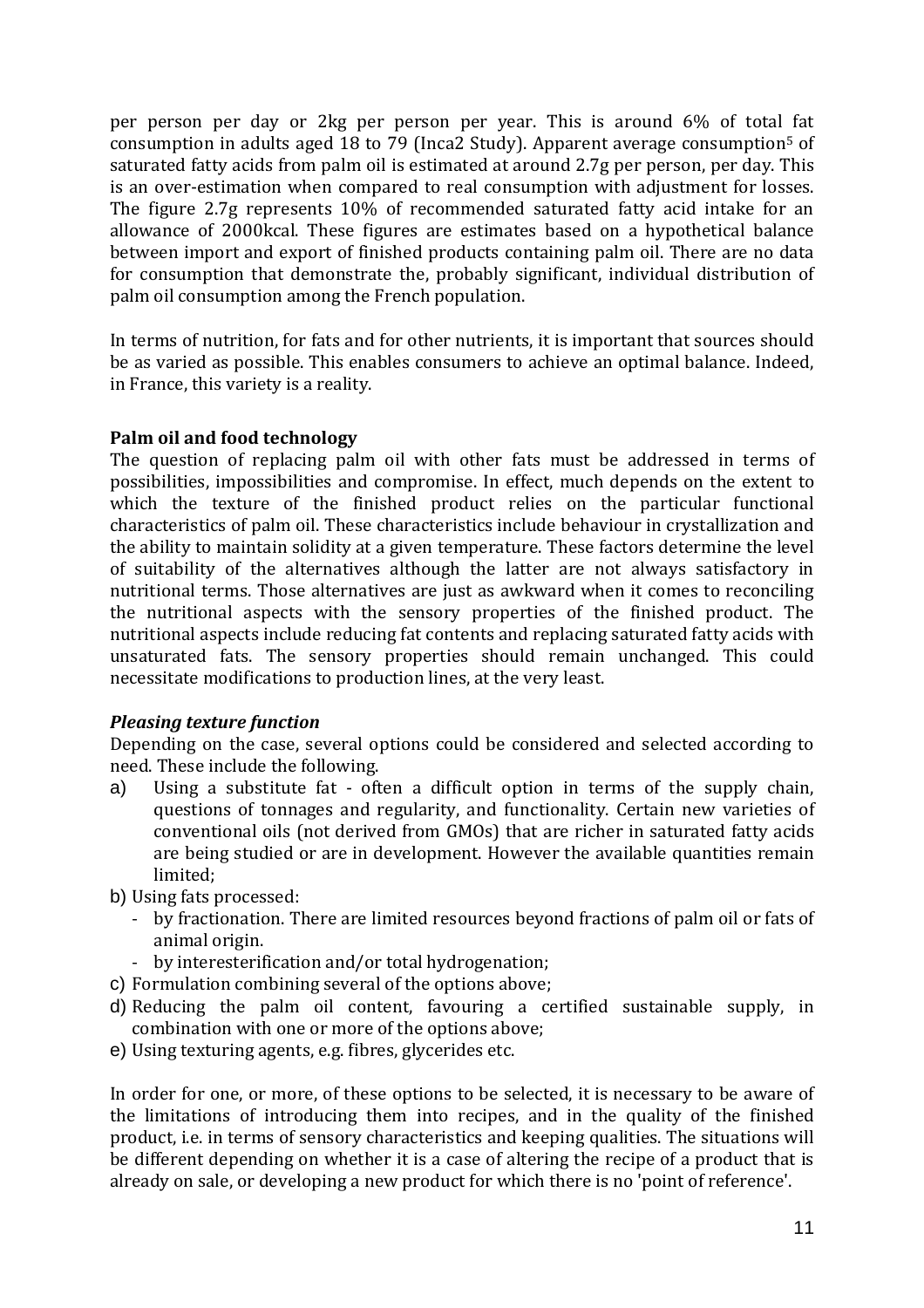per person per day or 2kg per person per year. This is around 6% of total fat consumption in adults aged 18 to 79 (Inca2 Study). Apparent average consumption[5] of saturated fatty acids from palm oil is estimated at around 2.7g per person, per day. This is an over-estimation when compared to real consumption with adjustment for losses. The figure 2.7g represents 10% of recommended saturated fatty acid intake for an allowance of 2000kcal. These figures are estimates based on a hypothetical balance between import and export of finished products containing palm oil. There are no data for consumption that demonstrate the, probably significant, individual distribution of palm oil consumption among the French population.

In terms of nutrition, for fats and for other nutrients, it is important that sources should be as varied as possible. This enables consumers to achieve an optimal balance. Indeed, in France, this variety is a reality.

**Palm oil and food technology**

The question of replacing palm oil with other fats must be addressed in terms of possibilities, impossibilities and compromise. In effect, much depends on the extent to which the texture of the finished product relies on the particular functional characteristics of palm oil. These characteristics include behaviour in crystallization and the ability to maintain solidity at a given temperature. These factors determine the level of suitability of the alternatives although the latter are not always satisfactory in nutritional terms. Those alternatives are just as awkward when it comes to reconciling the nutritional aspects with the sensory properties of the finished product. The nutritional aspects include reducing fat contents and replacing saturated fatty acids with unsaturated fats. The sensory properties should remain unchanged. This could necessitate modifications to production lines, at the very least.

***Pleasing texture function***

Depending on the case, several options could be considered and selected according to need. These include the following.

a) Using a substitute fat - often a difficult option in terms of the supply chain, questions of tonnages and regularity, and functionality. Certain new varieties of conventional oils (not derived from GMOs) that are richer in saturated fatty acids are being studied or are in development. However the available quantities remain limited;
b) Using fats processed:
   - by fractionation. There are limited resources beyond fractions of palm oil or fats of animal origin.
   - by interesterification and/or total hydrogenation;
c) Formulation combining several of the options above;
d) Reducing the palm oil content, favouring a certified sustainable supply, in combination with one or more of the options above;
e) Using texturing agents, e.g. fibres, glycerides etc.

In order for one, or more, of these options to be selected, it is necessary to be aware of the limitations of introducing them into recipes, and in the quality of the finished product, i.e. in terms of sensory characteristics and keeping qualities. The situations will be different depending on whether it is a case of altering the recipe of a product that is already on sale, or developing a new product for which there is no 'point of reference'.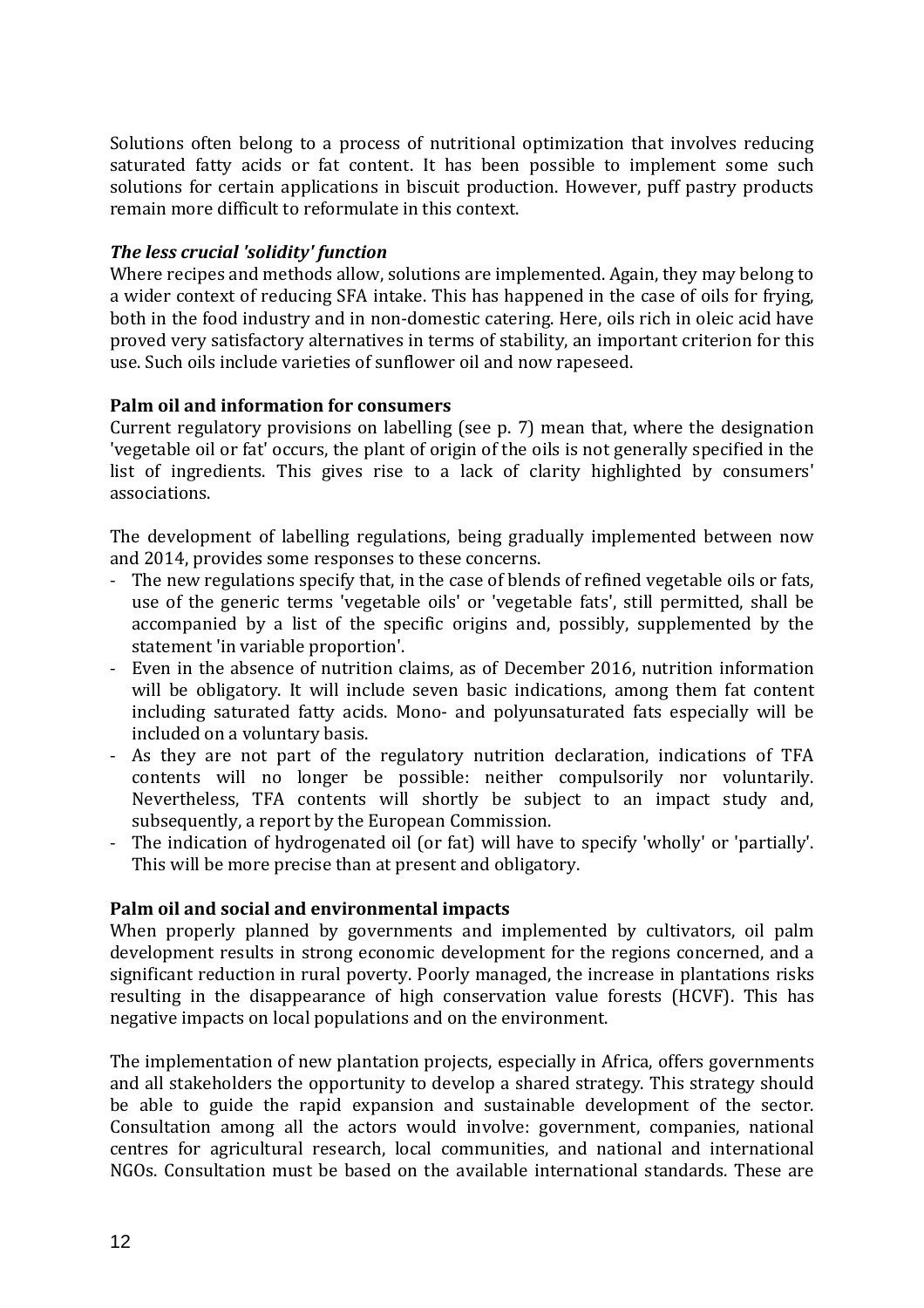Solutions often belong to a process of nutritional optimization that involves reducing saturated fatty acids or fat content. It has been possible to implement some such solutions for certain applications in biscuit production. However, puff pastry products remain more difficult to reformulate in this context.

***The less crucial 'solidity' function***

Where recipes and methods allow, solutions are implemented. Again, they may belong to a wider context of reducing SFA intake. This has happened in the case of oils for frying, both in the food industry and in non-domestic catering. Here, oils rich in oleic acid have proved very satisfactory alternatives in terms of stability, an important criterion for this use. Such oils include varieties of sunflower oil and now rapeseed.

**Palm oil and information for consumers**

Current regulatory provisions on labelling (see p. 7) mean that, where the designation 'vegetable oil or fat' occurs, the plant of origin of the oils is not generally specified in the list of ingredients. This gives rise to a lack of clarity highlighted by consumers' associations.

The development of labelling regulations, being gradually implemented between now and 2014, provides some responses to these concerns.

- The new regulations specify that, in the case of blends of refined vegetable oils or fats, use of the generic terms 'vegetable oils' or 'vegetable fats', still permitted, shall be accompanied by a list of the specific origins and, possibly, supplemented by the statement 'in variable proportion'.
- Even in the absence of nutrition claims, as of December 2016, nutrition information will be obligatory. It will include seven basic indications, among them fat content including saturated fatty acids. Mono- and polyunsaturated fats especially will be included on a voluntary basis.
- As they are not part of the regulatory nutrition declaration, indications of TFA contents will no longer be possible: neither compulsorily nor voluntarily. Nevertheless, TFA contents will shortly be subject to an impact study and, subsequently, a report by the European Commission.
- The indication of hydrogenated oil (or fat) will have to specify 'wholly' or 'partially'. This will be more precise than at present and obligatory.

**Palm oil and social and environmental impacts**

When properly planned by governments and implemented by cultivators, oil palm development results in strong economic development for the regions concerned, and a significant reduction in rural poverty. Poorly managed, the increase in plantations risks resulting in the disappearance of high conservation value forests (HCVF). This has negative impacts on local populations and on the environment.

The implementation of new plantation projects, especially in Africa, offers governments and all stakeholders the opportunity to develop a shared strategy. This strategy should be able to guide the rapid expansion and sustainable development of the sector. Consultation among all the actors would involve: government, companies, national centres for agricultural research, local communities, and national and international NGOs. Consultation must be based on the available international standards. These are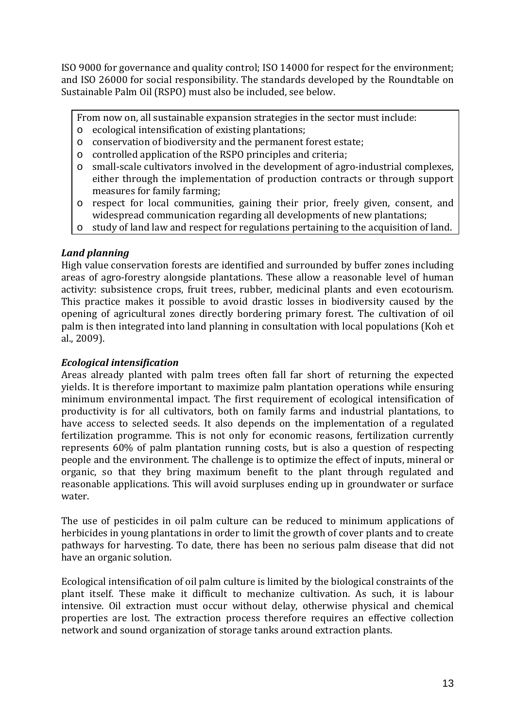ISO 9000 for governance and quality control; ISO 14000 for respect for the environment; and ISO 26000 for social responsibility. The standards developed by the Roundtable on Sustainable Palm Oil (RSPO) must also be included, see below.

From now on, all sustainable expansion strategies in the sector must include:

- ecological intensification of existing plantations;
- conservation of biodiversity and the permanent forest estate;
- controlled application of the RSPO principles and criteria;
- small-scale cultivators involved in the development of agro-industrial complexes, either through the implementation of production contracts or through support measures for family farming;
- respect for local communities, gaining their prior, freely given, consent, and widespread communication regarding all developments of new plantations;
- study of land law and respect for regulations pertaining to the acquisition of land.

### *Land planning*

High value conservation forests are identified and surrounded by buffer zones including areas of agro-forestry alongside plantations. These allow a reasonable level of human activity: subsistence crops, fruit trees, rubber, medicinal plants and even ecotourism. This practice makes it possible to avoid drastic losses in biodiversity caused by the opening of agricultural zones directly bordering primary forest. The cultivation of oil palm is then integrated into land planning in consultation with local populations (Koh et al., 2009).

### *Ecological intensification*

Areas already planted with palm trees often fall far short of returning the expected yields. It is therefore important to maximize palm plantation operations while ensuring minimum environmental impact. The first requirement of ecological intensification of productivity is for all cultivators, both on family farms and industrial plantations, to have access to selected seeds. It also depends on the implementation of a regulated fertilization programme. This is not only for economic reasons, fertilization currently represents 60% of palm plantation running costs, but is also a question of respecting people and the environment. The challenge is to optimize the effect of inputs, mineral or organic, so that they bring maximum benefit to the plant through regulated and reasonable applications. This will avoid surpluses ending up in groundwater or surface water.

The use of pesticides in oil palm culture can be reduced to minimum applications of herbicides in young plantations in order to limit the growth of cover plants and to create pathways for harvesting. To date, there has been no serious palm disease that did not have an organic solution.

Ecological intensification of oil palm culture is limited by the biological constraints of the plant itself. These make it difficult to mechanize cultivation. As such, it is labour intensive. Oil extraction must occur without delay, otherwise physical and chemical properties are lost. The extraction process therefore requires an effective collection network and sound organization of storage tanks around extraction plants.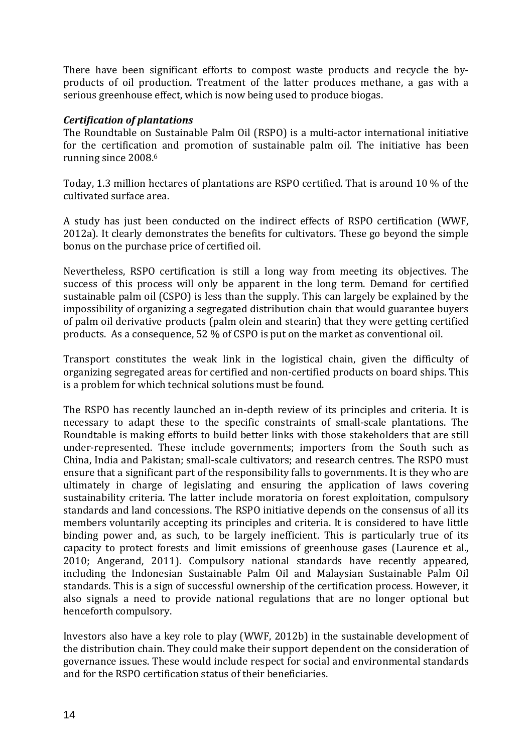There have been significant efforts to compost waste products and recycle the by-products of oil production. Treatment of the latter produces methane, a gas with a serious greenhouse effect, which is now being used to produce biogas.

***Certification of plantations***

The Roundtable on Sustainable Palm Oil (RSPO) is a multi-actor international initiative for the certification and promotion of sustainable palm oil. The initiative has been running since 2008.[6]

Today, 1.3 million hectares of plantations are RSPO certified. That is around 10 % of the cultivated surface area.

A study has just been conducted on the indirect effects of RSPO certification (WWF, 2012a). It clearly demonstrates the benefits for cultivators. These go beyond the simple bonus on the purchase price of certified oil.

Nevertheless, RSPO certification is still a long way from meeting its objectives. The success of this process will only be apparent in the long term. Demand for certified sustainable palm oil (CSPO) is less than the supply. This can largely be explained by the impossibility of organizing a segregated distribution chain that would guarantee buyers of palm oil derivative products (palm olein and stearin) that they were getting certified products. As a consequence, 52 % of CSPO is put on the market as conventional oil.

Transport constitutes the weak link in the logistical chain, given the difficulty of organizing segregated areas for certified and non-certified products on board ships. This is a problem for which technical solutions must be found.

The RSPO has recently launched an in-depth review of its principles and criteria. It is necessary to adapt these to the specific constraints of small-scale plantations. The Roundtable is making efforts to build better links with those stakeholders that are still under-represented. These include governments; importers from the South such as China, India and Pakistan; small-scale cultivators; and research centres. The RSPO must ensure that a significant part of the responsibility falls to governments. It is they who are ultimately in charge of legislating and ensuring the application of laws covering sustainability criteria. The latter include moratoria on forest exploitation, compulsory standards and land concessions. The RSPO initiative depends on the consensus of all its members voluntarily accepting its principles and criteria. It is considered to have little binding power and, as such, to be largely inefficient. This is particularly true of its capacity to protect forests and limit emissions of greenhouse gases (Laurence et al., 2010; Angerand, 2011). Compulsory national standards have recently appeared, including the Indonesian Sustainable Palm Oil and Malaysian Sustainable Palm Oil standards. This is a sign of successful ownership of the certification process. However, it also signals a need to provide national regulations that are no longer optional but henceforth compulsory.

Investors also have a key role to play (WWF, 2012b) in the sustainable development of the distribution chain. They could make their support dependent on the consideration of governance issues. These would include respect for social and environmental standards and for the RSPO certification status of their beneficiaries.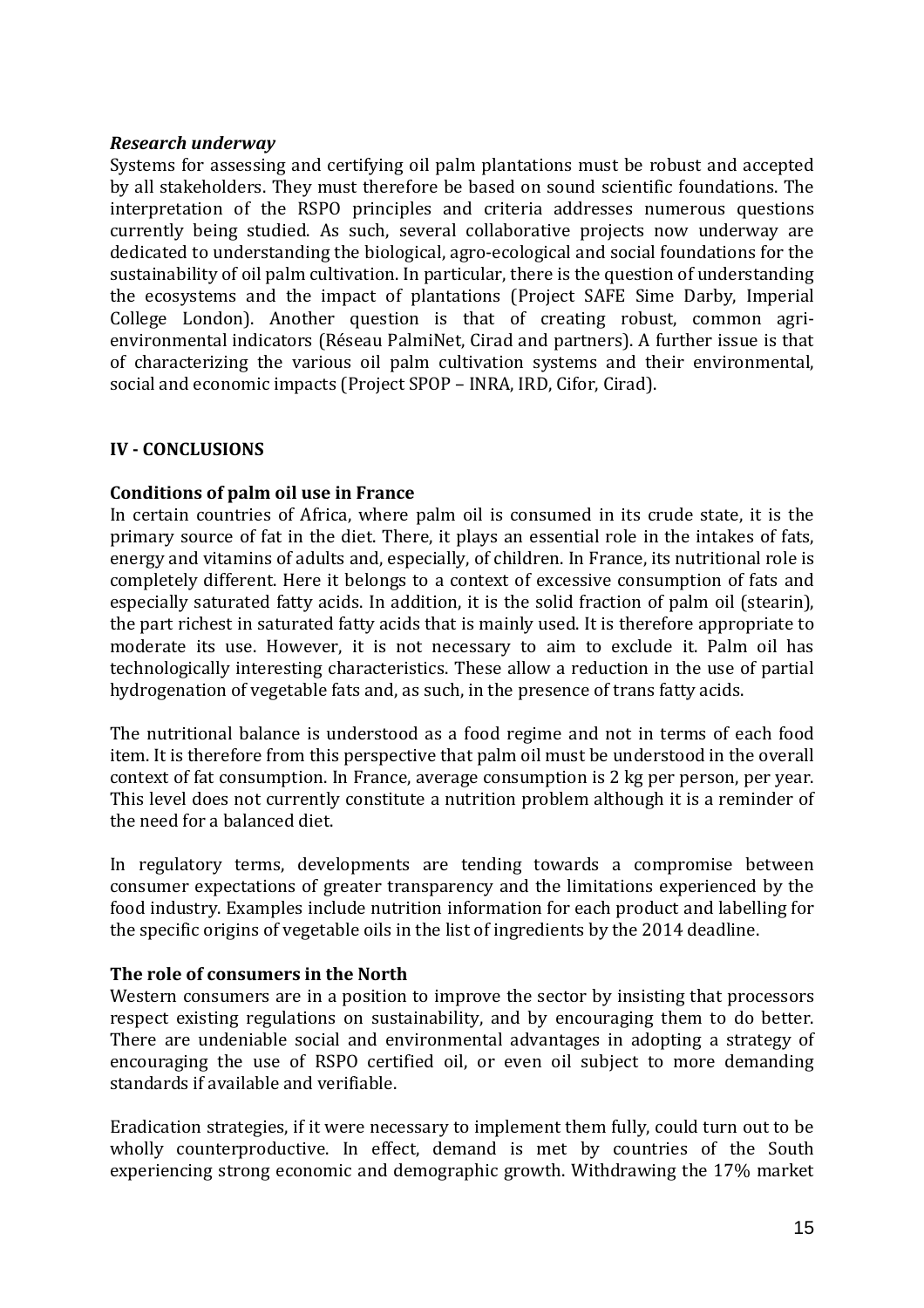***Research underway***

Systems for assessing and certifying oil palm plantations must be robust and accepted by all stakeholders. They must therefore be based on sound scientific foundations. The interpretation of the RSPO principles and criteria addresses numerous questions currently being studied. As such, several collaborative projects now underway are dedicated to understanding the biological, agro-ecological and social foundations for the sustainability of oil palm cultivation. In particular, there is the question of understanding the ecosystems and the impact of plantations (Project SAFE Sime Darby, Imperial College London). Another question is that of creating robust, common agri-environmental indicators (Réseau PalmiNet, Cirad and partners). A further issue is that of characterizing the various oil palm cultivation systems and their environmental, social and economic impacts (Project SPOP – INRA, IRD, Cifor, Cirad).

## IV - CONCLUSIONS

### Conditions of palm oil use in France

In certain countries of Africa, where palm oil is consumed in its crude state, it is the primary source of fat in the diet. There, it plays an essential role in the intakes of fats, energy and vitamins of adults and, especially, of children. In France, its nutritional role is completely different. Here it belongs to a context of excessive consumption of fats and especially saturated fatty acids. In addition, it is the solid fraction of palm oil (stearin), the part richest in saturated fatty acids that is mainly used. It is therefore appropriate to moderate its use. However, it is not necessary to aim to exclude it. Palm oil has technologically interesting characteristics. These allow a reduction in the use of partial hydrogenation of vegetable fats and, as such, in the presence of trans fatty acids.

The nutritional balance is understood as a food regime and not in terms of each food item. It is therefore from this perspective that palm oil must be understood in the overall context of fat consumption. In France, average consumption is 2 kg per person, per year. This level does not currently constitute a nutrition problem although it is a reminder of the need for a balanced diet.

In regulatory terms, developments are tending towards a compromise between consumer expectations of greater transparency and the limitations experienced by the food industry. Examples include nutrition information for each product and labelling for the specific origins of vegetable oils in the list of ingredients by the 2014 deadline.

### The role of consumers in the North

Western consumers are in a position to improve the sector by insisting that processors respect existing regulations on sustainability, and by encouraging them to do better. There are undeniable social and environmental advantages in adopting a strategy of encouraging the use of RSPO certified oil, or even oil subject to more demanding standards if available and verifiable.

Eradication strategies, if it were necessary to implement them fully, could turn out to be wholly counterproductive. In effect, demand is met by countries of the South experiencing strong economic and demographic growth. Withdrawing the 17% market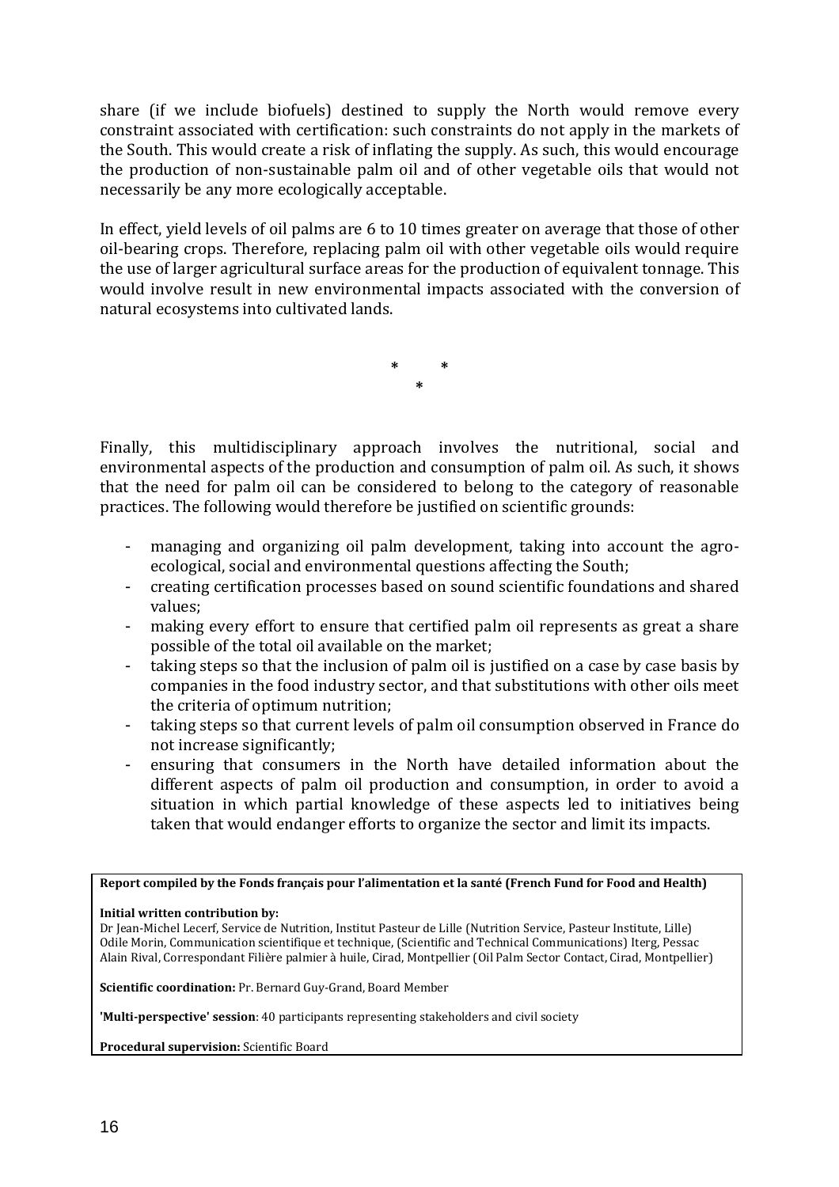share (if we include biofuels) destined to supply the North would remove every constraint associated with certification: such constraints do not apply in the markets of the South. This would create a risk of inflating the supply. As such, this would encourage the production of non-sustainable palm oil and of other vegetable oils that would not necessarily be any more ecologically acceptable.

In effect, yield levels of oil palms are 6 to 10 times greater on average that those of other oil-bearing crops. Therefore, replacing palm oil with other vegetable oils would require the use of larger agricultural surface areas for the production of equivalent tonnage. This would involve result in new environmental impacts associated with the conversion of natural ecosystems into cultivated lands.

\*   \*
\*

Finally, this multidisciplinary approach involves the nutritional, social and environmental aspects of the production and consumption of palm oil. As such, it shows that the need for palm oil can be considered to belong to the category of reasonable practices. The following would therefore be justified on scientific grounds:

- managing and organizing oil palm development, taking into account the agro-ecological, social and environmental questions affecting the South;
- creating certification processes based on sound scientific foundations and shared values;
- making every effort to ensure that certified palm oil represents as great a share possible of the total oil available on the market;
- taking steps so that the inclusion of palm oil is justified on a case by case basis by companies in the food industry sector, and that substitutions with other oils meet the criteria of optimum nutrition;
- taking steps so that current levels of palm oil consumption observed in France do not increase significantly;
- ensuring that consumers in the North have detailed information about the different aspects of palm oil production and consumption, in order to avoid a situation in which partial knowledge of these aspects led to initiatives being taken that would endanger efforts to organize the sector and limit its impacts.

**Report compiled by the Fonds français pour l'alimentation et la santé (French Fund for Food and Health)**

**Initial written contribution by:**
Dr Jean-Michel Lecerf, Service de Nutrition, Institut Pasteur de Lille (Nutrition Service, Pasteur Institute, Lille)
Odile Morin, Communication scientifique et technique, (Scientific and Technical Communications) Iterg, Pessac
Alain Rival, Correspondant Filière palmier à huile, Cirad, Montpellier (Oil Palm Sector Contact, Cirad, Montpellier)

**Scientific coordination:** Pr. Bernard Guy-Grand, Board Member

**'Multi-perspective' session**: 40 participants representing stakeholders and civil society

**Procedural supervision:** Scientific Board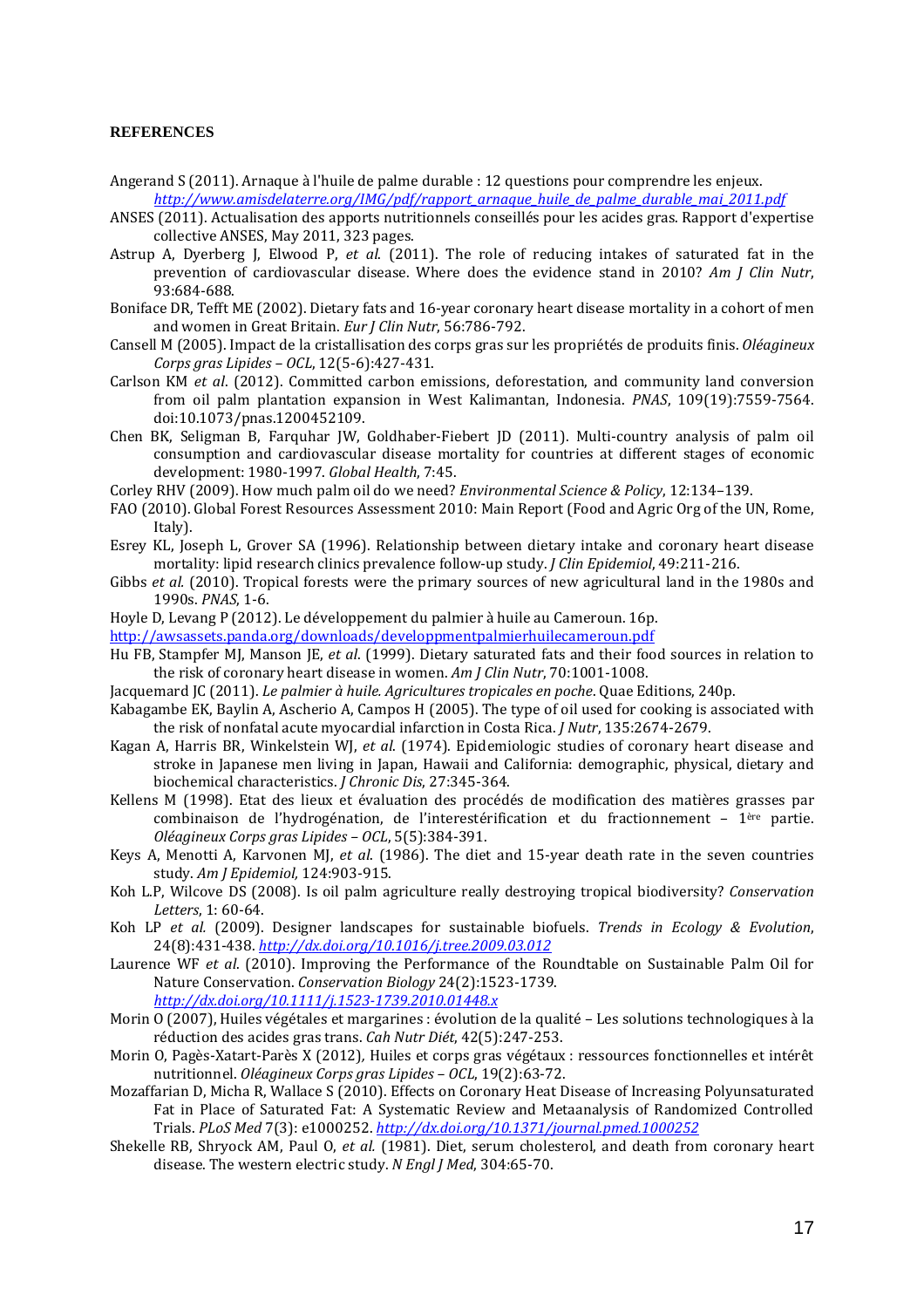**REFERENCES**

Angerand S (2011). Arnaque à l'huile de palme durable : 12 questions pour comprendre les enjeux. *http://www.amisdelaterre.org/IMG/pdf/rapport_arnaque_huile_de_palme_durable_mai_2011.pdf*

ANSES (2011). Actualisation des apports nutritionnels conseillés pour les acides gras. Rapport d'expertise collective ANSES, May 2011, 323 pages.

Astrup A, Dyerberg J, Elwood P, *et al.* (2011). The role of reducing intakes of saturated fat in the prevention of cardiovascular disease. Where does the evidence stand in 2010? *Am J Clin Nutr*, 93:684-688.

Boniface DR, Tefft ME (2002). Dietary fats and 16-year coronary heart disease mortality in a cohort of men and women in Great Britain. *Eur J Clin Nutr*, 56:786-792.

Cansell M (2005). Impact de la cristallisation des corps gras sur les propriétés de produits finis. *Oléagineux Corps gras Lipides – OCL*, 12(5-6):427-431.

Carlson KM *et al*. (2012). Committed carbon emissions, deforestation, and community land conversion from oil palm plantation expansion in West Kalimantan, Indonesia. *PNAS*, 109(19):7559-7564. doi:10.1073/pnas.1200452109.

Chen BK, Seligman B, Farquhar JW, Goldhaber-Fiebert JD (2011). Multi-country analysis of palm oil consumption and cardiovascular disease mortality for countries at different stages of economic development: 1980-1997. *Global Health*, 7:45.

Corley RHV (2009). How much palm oil do we need? *Environmental Science & Policy*, 12:134–139.

FAO (2010). Global Forest Resources Assessment 2010: Main Report (Food and Agric Org of the UN, Rome, Italy).

Esrey KL, Joseph L, Grover SA (1996). Relationship between dietary intake and coronary heart disease mortality: lipid research clinics prevalence follow-up study. *J Clin Epidemiol*, 49:211-216.

Gibbs *et al.* (2010). Tropical forests were the primary sources of new agricultural land in the 1980s and 1990s. *PNAS*, 1-6.

Hoyle D, Levang P (2012). Le développement du palmier à huile au Cameroun. 16p.
http://awsassets.panda.org/downloads/developpmentpalmierhuilecameroun.pdf

Hu FB, Stampfer MJ, Manson JE, *et al*. (1999). Dietary saturated fats and their food sources in relation to the risk of coronary heart disease in women. *Am J Clin Nutr*, 70:1001-1008.

Jacquemard JC (2011). *Le palmier à huile. Agricultures tropicales en poche*. Quae Editions, 240p.

Kabagambe EK, Baylin A, Ascherio A, Campos H (2005). The type of oil used for cooking is associated with the risk of nonfatal acute myocardial infarction in Costa Rica. *J Nutr*, 135:2674-2679.

Kagan A, Harris BR, Winkelstein WJ, *et al*. (1974). Epidemiologic studies of coronary heart disease and stroke in Japanese men living in Japan, Hawaii and California: demographic, physical, dietary and biochemical characteristics. *J Chronic Dis*, 27:345-364.

Kellens M (1998). Etat des lieux et évaluation des procédés de modification des matières grasses par combinaison de l'hydrogénation, de l'interestérification et du fractionnement – 1ère partie. *Oléagineux Corps gras Lipides – OCL*, 5(5):384-391.

Keys A, Menotti A, Karvonen MJ, *et al*. (1986). The diet and 15-year death rate in the seven countries study. *Am J Epidemiol*, 124:903-915.

Koh L.P, Wilcove DS (2008). Is oil palm agriculture really destroying tropical biodiversity? *Conservation Letters*, 1: 60-64.

Koh LP *et al.* (2009). Designer landscapes for sustainable biofuels. *Trends in Ecology & Evolution*, 24(8):431-438. *http://dx.doi.org/10.1016/j.tree.2009.03.012*

Laurence WF *et al*. (2010). Improving the Performance of the Roundtable on Sustainable Palm Oil for Nature Conservation. *Conservation Biology* 24(2):1523-1739. *http://dx.doi.org/10.1111/j.1523-1739.2010.01448.x*

Morin O (2007), Huiles végétales et margarines : évolution de la qualité – Les solutions technologiques à la réduction des acides gras trans. *Cah Nutr Diét*, 42(5):247-253.

Morin O, Pagès-Xatart-Parès X (2012), Huiles et corps gras végétaux : ressources fonctionnelles et intérêt nutritionnel. *Oléagineux Corps gras Lipides – OCL*, 19(2):63-72.

Mozaffarian D, Micha R, Wallace S (2010). Effects on Coronary Heat Disease of Increasing Polyunsaturated Fat in Place of Saturated Fat: A Systematic Review and Metaanalysis of Randomized Controlled Trials. *PLoS Med* 7(3): e1000252. *http://dx.doi.org/10.1371/journal.pmed.1000252*

Shekelle RB, Shryock AM, Paul O, *et al.* (1981). Diet, serum cholesterol, and death from coronary heart disease. The western electric study. *N Engl J Med*, 304:65-70.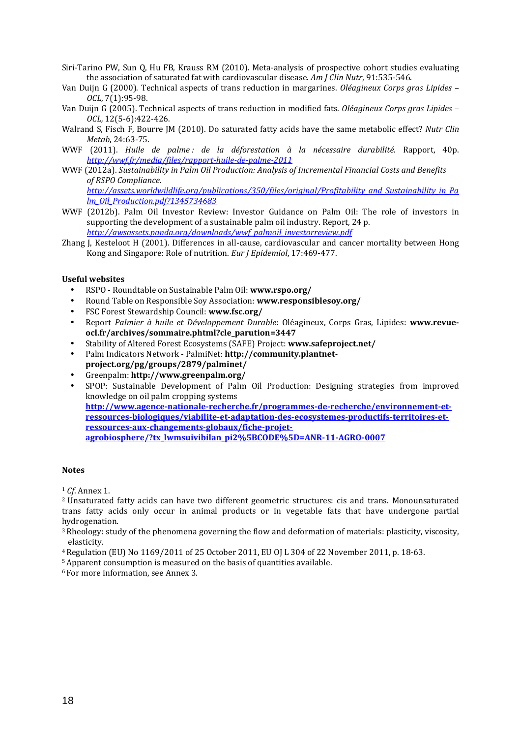Siri-Tarino PW, Sun Q, Hu FB, Krauss RM (2010). Meta-analysis of prospective cohort studies evaluating the association of saturated fat with cardiovascular disease. *Am J Clin Nutr*, 91:535-546.

Van Duijn G (2000). Technical aspects of trans reduction in margarines. *Oléagineux Corps gras Lipides – OCL*, 7(1):95-98.

Van Duijn G (2005). Technical aspects of trans reduction in modified fats. *Oléagineux Corps gras Lipides – OCL,* 12(5-6):422-426.

Walrand S, Fisch F, Bourre JM (2010). Do saturated fatty acids have the same metabolic effect? *Nutr Clin Metab*, 24:63-75.

WWF (2011). *Huile de palme : de la déforestation à la nécessaire durabilité*. Rapport, 40p. *http://wwf.fr/media/files/rapport-huile-de-palme-2011*

WWF (2012a). *Sustainability in Palm Oil Production: Analysis of Incremental Financial Costs and Benefits of RSPO Compliance*. *http://assets.worldwildlife.org/publications/350/files/original/Profitability_and_Sustainability_in_Palm_Oil_Production.pdf?1345734683*

WWF (2012b). Palm Oil Investor Review: Investor Guidance on Palm Oil: The role of investors in supporting the development of a sustainable palm oil industry. Report, 24 p. *http://awsassets.panda.org/downloads/wwf_palmoil_investorreview.pdf*

Zhang J, Kesteloot H (2001). Differences in all-cause, cardiovascular and cancer mortality between Hong Kong and Singapore: Role of nutrition. *Eur J Epidemiol*, 17:469-477.

**Useful websites**

- RSPO - Roundtable on Sustainable Palm Oil: **www.rspo.org/**
- Round Table on Responsible Soy Association: **www.responsiblesoy.org/**
- FSC Forest Stewardship Council: **www.fsc.org/**
- Report *Palmier à huile et Développement Durable*: Oléagineux, Corps Gras, Lipides: **www.revue-ocl.fr/archives/sommaire.phtml?cle_parution=3447**
- Stability of Altered Forest Ecosystems (SAFE) Project: **www.safeproject.net/**
- Palm Indicators Network - PalmiNet: **http://community.plantnet-project.org/pg/groups/2879/palminet/**
- Greenpalm: **http://www.greenpalm.org/**
- SPOP: Sustainable Development of Palm Oil Production: Designing strategies from improved knowledge on oil palm cropping systems **http://www.agence-nationale-recherche.fr/programmes-de-recherche/environnement-et-ressources-biologiques/viabilite-et-adaptation-des-ecosystemes-productifs-territoires-et-ressources-aux-changements-globaux/fiche-projet-agrobiosphere/?tx_lwmsuivibilan_pi2%5BCODE%5D=ANR-11-AGRO-0007**

**Notes**

[1] *Cf.* Annex 1.

[2] Unsaturated fatty acids can have two different geometric structures: cis and trans. Monounsaturated trans fatty acids only occur in animal products or in vegetable fats that have undergone partial hydrogenation.

[3] Rheology: study of the phenomena governing the flow and deformation of materials: plasticity, viscosity, elasticity.

[4] Regulation (EU) No 1169/2011 of 25 October 2011, EU OJ L 304 of 22 November 2011, p. 18-63.

[5] Apparent consumption is measured on the basis of quantities available.

[6] For more information, see Annex 3.